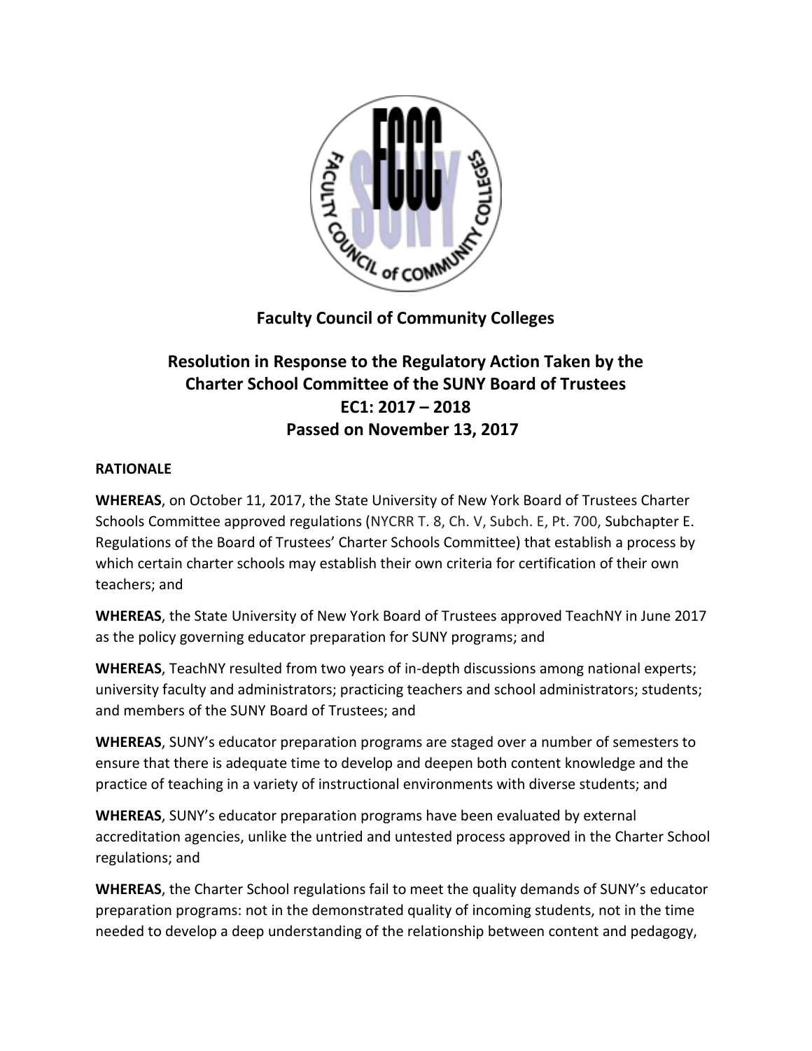**Faculty Council of Community Colleges**

**Resolution in Response to the Regulatory Action Taken by the Charter School Committee of the SUNY Board of Trustees EC1: 2017 – 2018 Passed on November 13, 2017**

**RATIONALE**

**WHEREAS**, on October 11, 2017, the State University of New York Board of Trustees Charter Schools Committee approved regulations (NYCRR T. 8, Ch. V, Subch. E, Pt. 700, Subchapter E. Regulations of the Board of Trustees' Charter Schools Committee) that establish a process by which certain charter schools may establish their own criteria for certification of their own teachers; and

**WHEREAS**, the State University of New York Board of Trustees approved TeachNY in June 2017 as the policy governing educator preparation for SUNY programs; and

**WHEREAS**, TeachNY resulted from two years of in-depth discussions among national experts; university faculty and administrators; practicing teachers and school administrators; students; and members of the SUNY Board of Trustees; and

**WHEREAS**, SUNY's educator preparation programs are staged over a number of semesters to ensure that there is adequate time to develop and deepen both content knowledge and the practice of teaching in a variety of instructional environments with diverse students; and

**WHEREAS**, SUNY's educator preparation programs have been evaluated by external accreditation agencies, unlike the untried and untested process approved in the Charter School regulations; and

**WHEREAS**, the Charter School regulations fail to meet the quality demands of SUNY's educator preparation programs: not in the demonstrated quality of incoming students, not in the time needed to develop a deep understanding of the relationship between content and pedagogy,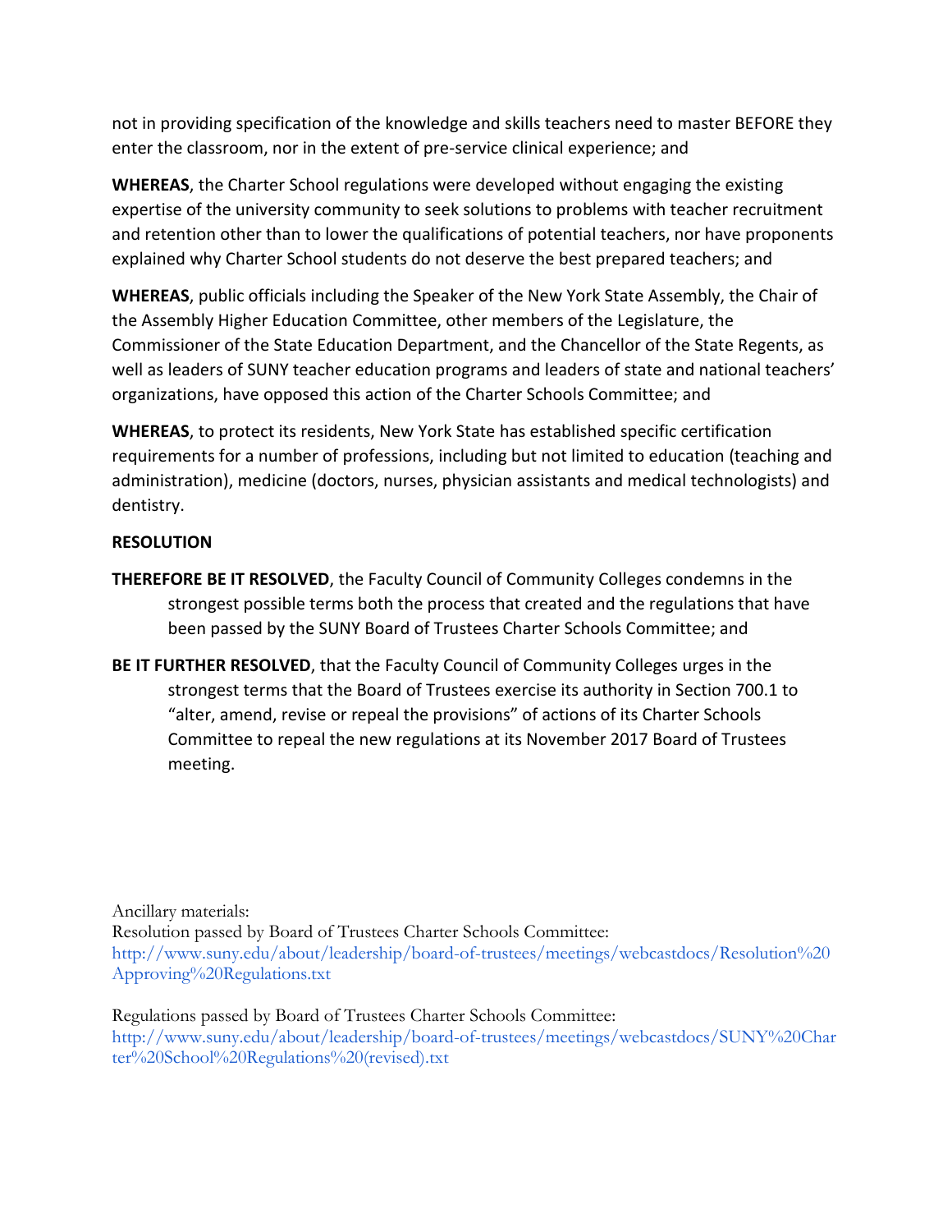not in providing specification of the knowledge and skills teachers need to master BEFORE they enter the classroom, nor in the extent of pre-service clinical experience; and

**WHEREAS**, the Charter School regulations were developed without engaging the existing expertise of the university community to seek solutions to problems with teacher recruitment and retention other than to lower the qualifications of potential teachers, nor have proponents explained why Charter School students do not deserve the best prepared teachers; and

**WHEREAS**, public officials including the Speaker of the New York State Assembly, the Chair of the Assembly Higher Education Committee, other members of the Legislature, the Commissioner of the State Education Department, and the Chancellor of the State Regents, as well as leaders of SUNY teacher education programs and leaders of state and national teachers' organizations, have opposed this action of the Charter Schools Committee; and

**WHEREAS**, to protect its residents, New York State has established specific certification requirements for a number of professions, including but not limited to education (teaching and administration), medicine (doctors, nurses, physician assistants and medical technologists) and dentistry.

**RESOLUTION**

**THEREFORE BE IT RESOLVED**, the Faculty Council of Community Colleges condemns in the strongest possible terms both the process that created and the regulations that have been passed by the SUNY Board of Trustees Charter Schools Committee; and

**BE IT FURTHER RESOLVED**, that the Faculty Council of Community Colleges urges in the strongest terms that the Board of Trustees exercise its authority in Section 700.1 to "alter, amend, revise or repeal the provisions" of actions of its Charter Schools Committee to repeal the new regulations at its November 2017 Board of Trustees meeting.

Ancillary materials:
Resolution passed by Board of Trustees Charter Schools Committee:
http://www.suny.edu/about/leadership/board-of-trustees/meetings/webcastdocs/Resolution%20Approving%20Regulations.txt

Regulations passed by Board of Trustees Charter Schools Committee:
http://www.suny.edu/about/leadership/board-of-trustees/meetings/webcastdocs/SUNY%20Charter%20School%20Regulations%20(revised).txt